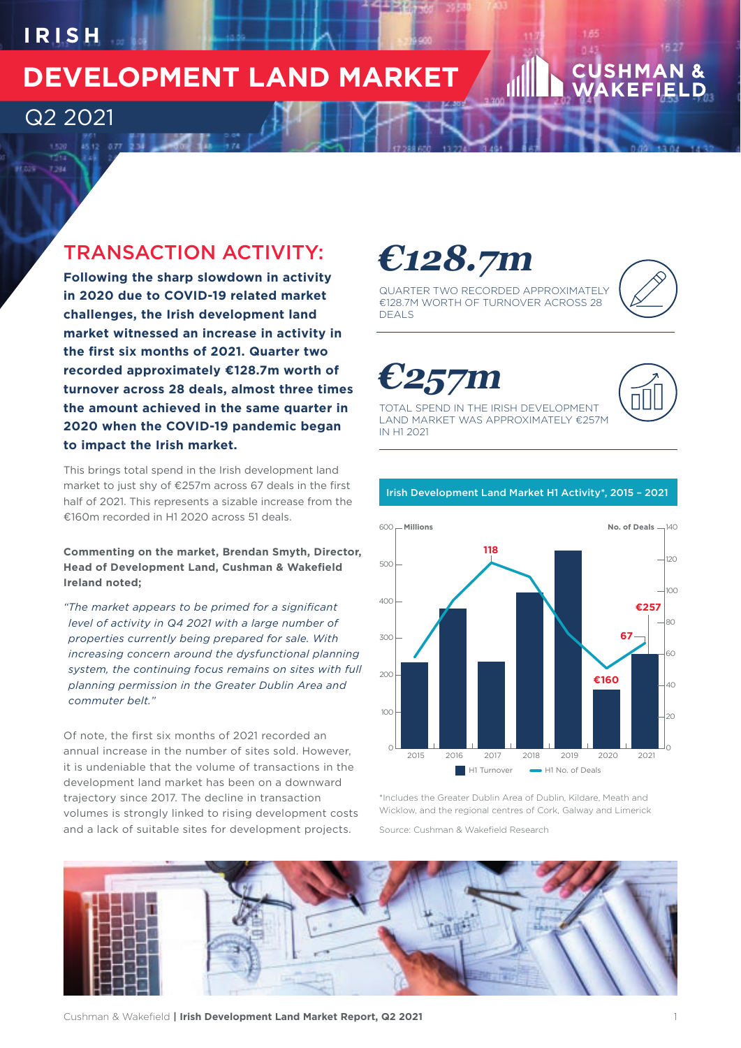# IRISH DEVELOPMENT LAND MARKET

## Q2 2021

## TRANSACTION ACTIVITY:

**Following the sharp slowdown in activity in 2020 due to COVID-19 related market challenges, the Irish development land market witnessed an increase in activity in the first six months of 2021. Quarter two recorded approximately €128.7m worth of turnover across 28 deals, almost three times the amount achieved in the same quarter in 2020 when the COVID-19 pandemic began to impact the Irish market.**

This brings total spend in the Irish development land market to just shy of €257m across 67 deals in the first half of 2021. This represents a sizable increase from the €160m recorded in H1 2020 across 51 deals.

**Commenting on the market, Brendan Smyth, Director, Head of Development Land, Cushman & Wakefield Ireland noted;**

*"The market appears to be primed for a significant level of activity in Q4 2021 with a large number of properties currently being prepared for sale. With increasing concern around the dysfunctional planning system, the continuing focus remains on sites with full planning permission in the Greater Dublin Area and commuter belt."*

Of note, the first six months of 2021 recorded an annual increase in the number of sites sold. However, it is undeniable that the volume of transactions in the development land market has been on a downward trajectory since 2017. The decline in transaction volumes is strongly linked to rising development costs and a lack of suitable sites for development projects.

**€128.7m**

QUARTER TWO RECORDED APPROXIMATELY €128.7M WORTH OF TURNOVER ACROSS 28 DEALS

**€257m**

TOTAL SPEND IN THE IRISH DEVELOPMENT LAND MARKET WAS APPROXIMATELY €257M IN H1 2021

**Irish Development Land Market H1 Activity*, 2015 – 2021**

| Year | H1 Turnover (Millions) | H1 No. of Deals |
| --- | --- | --- |
| 2015 | | |
| 2016 | | |
| 2017 | | 118 |
| 2018 | | |
| 2019 | | |
| 2020 | €160 | |
| 2021 | €257 | 67 |

*Includes the Greater Dublin Area of Dublin, Kildare, Meath and Wicklow, and the regional centres of Cork, Galway and Limerick

Source: Cushman & Wakefield Research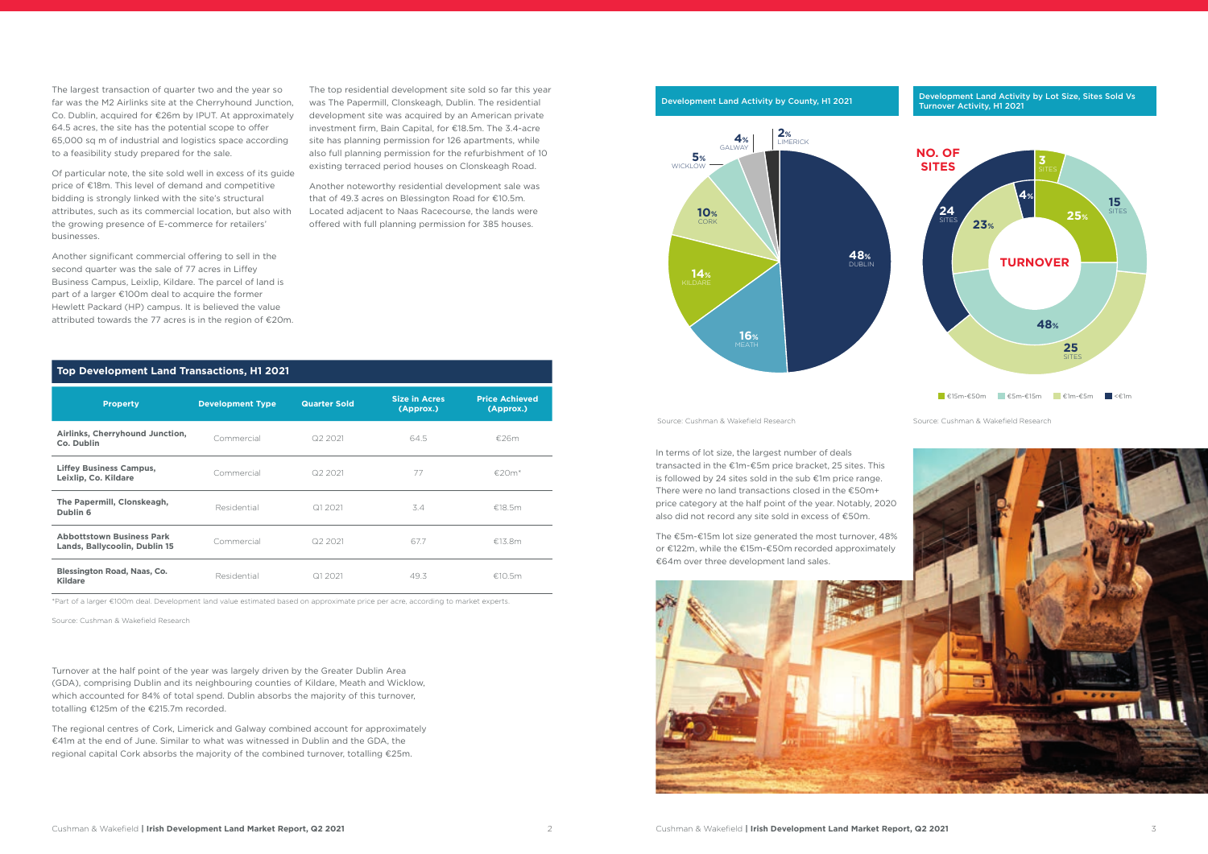The largest transaction of quarter two and the year so far was the M2 Airlinks site at the Cherryhound Junction, Co. Dublin, acquired for €26m by IPUT. At approximately 64.5 acres, the site has the potential scope to offer 65,000 sq m of industrial and logistics space according to a feasibility study prepared for the sale.

Of particular note, the site sold well in excess of its guide price of €18m. This level of demand and competitive bidding is strongly linked with the site's structural attributes, such as its commercial location, but also with the growing presence of E-commerce for retailers' businesses.

Another significant commercial offering to sell in the second quarter was the sale of 77 acres in Liffey Business Campus, Leixlip, Kildare. The parcel of land is part of a larger €100m deal to acquire the former Hewlett Packard (HP) campus. It is believed the value attributed towards the 77 acres is in the region of €20m.

The top residential development site sold so far this year was The Papermill, Clonskeagh, Dublin. The residential development site was acquired by an American private investment firm, Bain Capital, for €18.5m. The 3.4-acre site has planning permission for 126 apartments, while also full planning permission for the refurbishment of 10 existing terraced period houses on Clonskeagh Road.

Another noteworthy residential development sale was that of 49.3 acres on Blessington Road for €10.5m. Located adjacent to Naas Racecourse, the lands were offered with full planning permission for 385 houses.

## Top Development Land Transactions, H1 2021

| Property | Development Type | Quarter Sold | Size in Acres (Approx.) | Price Achieved (Approx.) |
|---|---|---|---|---|
| **Airlinks, Cherryhound Junction, Co. Dublin** | Commercial | Q2 2021 | 64.5 | €26m |
| **Liffey Business Campus, Leixlip, Co. Kildare** | Commercial | Q2 2021 | 77 | €20m* |
| **The Papermill, Clonskeagh, Dublin 6** | Residential | Q1 2021 | 3.4 | €18.5m |
| **Abbottstown Business Park Lands, Ballycoolin, Dublin 15** | Commercial | Q2 2021 | 67.7 | €13.8m |
| **Blessington Road, Naas, Co. Kildare** | Residential | Q1 2021 | 49.3 | €10.5m |

*Part of a larger €100m deal. Development land value estimated based on approximate price per acre, according to market experts.

Source: Cushman & Wakefield Research

Turnover at the half point of the year was largely driven by the Greater Dublin Area (GDA), comprising Dublin and its neighbouring counties of Kildare, Meath and Wicklow, which accounted for 84% of total spend. Dublin absorbs the majority of this turnover, totalling €125m of the €215.7m recorded.

The regional centres of Cork, Limerick and Galway combined account for approximately €41m at the end of June. Similar to what was witnessed in Dublin and the GDA, the regional capital Cork absorbs the majority of the combined turnover, totalling €25m.

## Development Land Activity by County, H1 2021

| County | Share |
|---|---|
| Dublin | 48% |
| Meath | 16% |
| Kildare | 14% |
| Cork | 10% |
| Wicklow | 5% |
| Galway | 4% |
| Limerick | 2% |

Source: Cushman & Wakefield Research

## Development Land Activity by Lot Size, Sites Sold Vs Turnover Activity, H1 2021

| Lot Size | No. of Sites | Turnover |
|---|---|---|
| €15m-€50m | 3 sites | 25% |
| €5m-€15m | 15 sites | 48% |
| €1m-€5m | 25 sites | 23% |
| <€1m | 24 sites | 4% |

Source: Cushman & Wakefield Research

In terms of lot size, the largest number of deals transacted in the €1m-€5m price bracket, 25 sites. This is followed by 24 sites sold in the sub €1m price range. There were no land transactions closed in the €50m+ price category at the half point of the year. Notably, 2020 also did not record any site sold in excess of €50m.

The €5m-€15m lot size generated the most turnover, 48% or €122m, while the €15m-€50m recorded approximately €64m over three development land sales.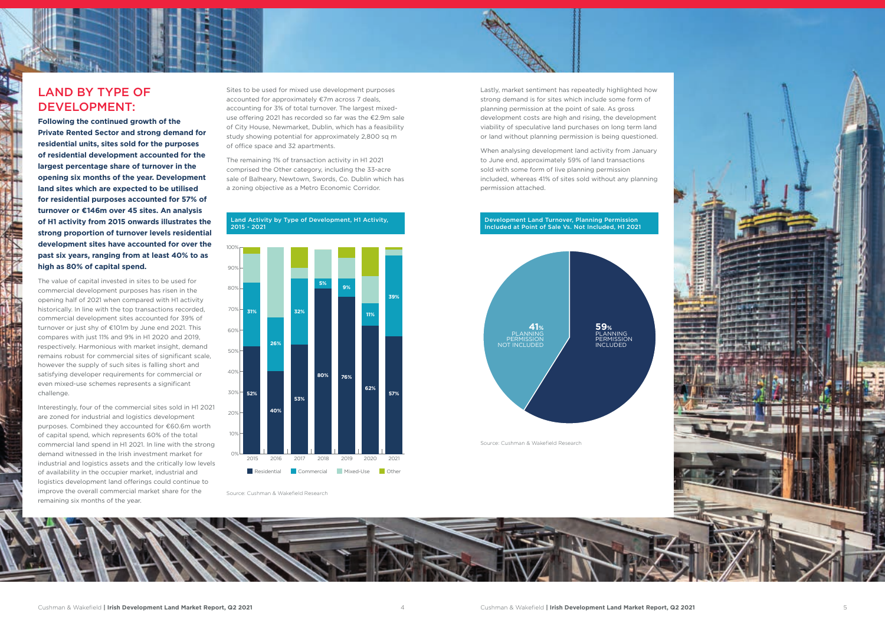## LAND BY TYPE OF DEVELOPMENT:

**Following the continued growth of the Private Rented Sector and strong demand for residential units, sites sold for the purposes of residential development accounted for the largest percentage share of turnover in the opening six months of the year. Development land sites which are expected to be utilised for residential purposes accounted for 57% of turnover or €146m over 45 sites. An analysis of H1 activity from 2015 onwards illustrates the strong proportion of turnover levels residential development sites have accounted for over the past six years, ranging from at least 40% to as high as 80% of capital spend.**

The value of capital invested in sites to be used for commercial development purposes has risen in the opening half of 2021 when compared with H1 activity historically. In line with the top transactions recorded, commercial development sites accounted for 39% of turnover or just shy of €101m by June end 2021. This compares with just 11% and 9% in H1 2020 and 2019, respectively. Harmonious with market insight, demand remains robust for commercial sites of significant scale, however the supply of such sites is falling short and satisfying developer requirements for commercial or even mixed-use schemes represents a significant challenge.

Interestingly, four of the commercial sites sold in H1 2021 are zoned for industrial and logistics development purposes. Combined they accounted for €60.6m worth of capital spend, which represents 60% of the total commercial land spend in H1 2021. In line with the strong demand witnessed in the Irish investment market for industrial and logistics assets and the critically low levels of availability in the occupier market, industrial and logistics development land offerings could continue to improve the overall commercial market share for the remaining six months of the year.

Sites to be used for mixed use development purposes accounted for approximately €7m across 7 deals, accounting for 3% of total turnover. The largest mixed-use offering 2021 has recorded so far was the €2.9m sale of City House, Newmarket, Dublin, which has a feasibility study showing potential for approximately 2,800 sq m of office space and 32 apartments.

The remaining 1% of transaction activity in H1 2021 comprised the Other category, including the 33-acre sale of Balheary, Newtown, Swords, Co. Dublin which has a zoning objective as a Metro Economic Corridor.

**Land Activity by Type of Development, H1 Activity, 2015 - 2021**

| Year | Residential | Commercial | Mixed-Use | Other |
|---|---|---|---|---|
| 2015 | 52% | 31% | | |
| 2016 | 40% | 26% | | |
| 2017 | 53% | 32% | | |
| 2018 | 80% | 5% | | |
| 2019 | 76% | 9% | | |
| 2020 | 62% | 11% | | |
| 2021 | 57% | 39% | | |

Source: Cushman & Wakefield Research

Lastly, market sentiment has repeatedly highlighted how strong demand is for sites which include some form of planning permission at the point of sale. As gross development costs are high and rising, the development viability of speculative land purchases on long term land or land without planning permission is being questioned.

When analysing development land activity from January to June end, approximately 59% of land transactions sold with some form of live planning permission included, whereas 41% of sites sold without any planning permission attached.

**Development Land Turnover, Planning Permission Included at Point of Sale Vs. Not Included, H1 2021**

| Category | Share |
|---|---|
| Planning Permission Included | 59% |
| Planning Permission Not Included | 41% |

Source: Cushman & Wakefield Research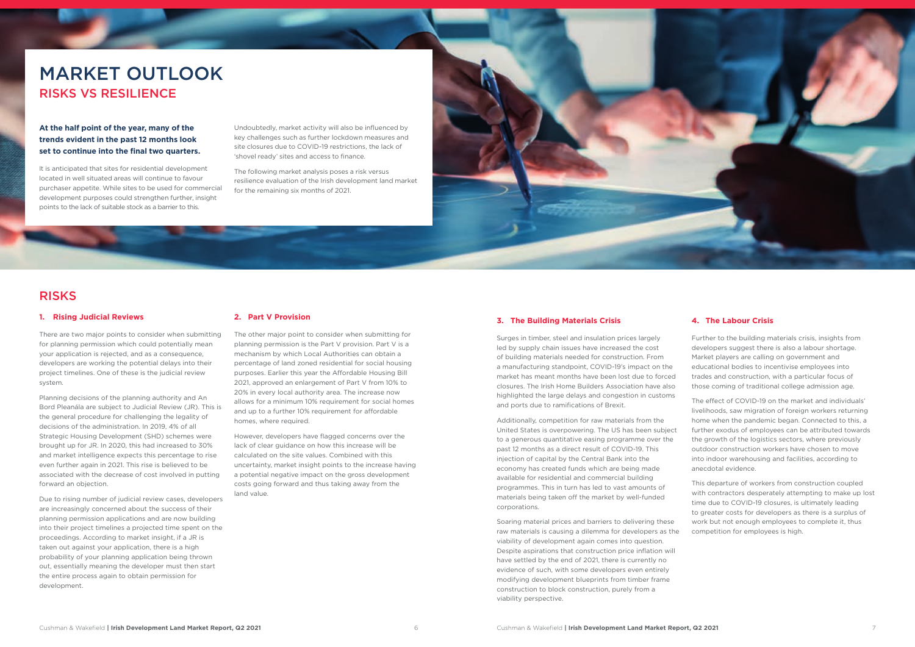# MARKET OUTLOOK

## RISKS VS RESILIENCE

**At the half point of the year, many of the trends evident in the past 12 months look set to continue into the final two quarters.**

It is anticipated that sites for residential development located in well situated areas will continue to favour purchaser appetite. While sites to be used for commercial development purposes could strengthen further, insight points to the lack of suitable stock as a barrier to this.

Undoubtedly, market activity will also be influenced by key challenges such as further lockdown measures and site closures due to COVID-19 restrictions, the lack of 'shovel ready' sites and access to finance.

The following market analysis poses a risk versus resilience evaluation of the Irish development land market for the remaining six months of 2021.

## RISKS

### 1. Rising Judicial Reviews

There are two major points to consider when submitting for planning permission which could potentially mean your application is rejected, and as a consequence, developers are working the potential delays into their project timelines. One of these is the judicial review system.

Planning decisions of the planning authority and An Bord Pleanála are subject to Judicial Review (JR). This is the general procedure for challenging the legality of decisions of the administration. In 2019, 4% of all Strategic Housing Development (SHD) schemes were brought up for JR. In 2020, this had increased to 30% and market intelligence expects this percentage to rise even further again in 2021. This rise is believed to be associated with the decrease of cost involved in putting forward an objection.

Due to rising number of judicial review cases, developers are increasingly concerned about the success of their planning permission applications and are now building into their project timelines a projected time spent on the proceedings. According to market insight, if a JR is taken out against your application, there is a high probability of your planning application being thrown out, essentially meaning the developer must then start the entire process again to obtain permission for development.

### 2. Part V Provision

The other major point to consider when submitting for planning permission is the Part V provision. Part V is a mechanism by which Local Authorities can obtain a percentage of land zoned residential for social housing purposes. Earlier this year the Affordable Housing Bill 2021, approved an enlargement of Part V from 10% to 20% in every local authority area. The increase now allows for a minimum 10% requirement for social homes and up to a further 10% requirement for affordable homes, where required.

However, developers have flagged concerns over the lack of clear guidance on how this increase will be calculated on the site values. Combined with this uncertainty, market insight points to the increase having a potential negative impact on the gross development costs going forward and thus taking away from the land value.

### 3. The Building Materials Crisis

Surges in timber, steel and insulation prices largely led by supply chain issues have increased the cost of building materials needed for construction. From a manufacturing standpoint, COVID-19's impact on the market has meant months have been lost due to forced closures. The Irish Home Builders Association have also highlighted the large delays and congestion in customs and ports due to ramifications of Brexit.

Additionally, competition for raw materials from the United States is overpowering. The US has been subject to a generous quantitative easing programme over the past 12 months as a direct result of COVID-19. This injection of capital by the Central Bank into the economy has created funds which are being made available for residential and commercial building programmes. This in turn has led to vast amounts of materials being taken off the market by well-funded corporations.

Soaring material prices and barriers to delivering these raw materials is causing a dilemma for developers as the viability of development again comes into question. Despite aspirations that construction price inflation will have settled by the end of 2021, there is currently no evidence of such, with some developers even entirely modifying development blueprints from timber frame construction to block construction, purely from a viability perspective.

### 4. The Labour Crisis

Further to the building materials crisis, insights from developers suggest there is also a labour shortage. Market players are calling on government and educational bodies to incentivise employees into trades and construction, with a particular focus of those coming of traditional college admission age.

The effect of COVID-19 on the market and individuals' livelihoods, saw migration of foreign workers returning home when the pandemic began. Connected to this, a further exodus of employees can be attributed towards the growth of the logistics sectors, where previously outdoor construction workers have chosen to move into indoor warehousing and facilities, according to anecdotal evidence.

This departure of workers from construction coupled with contractors desperately attempting to make up lost time due to COVID-19 closures, is ultimately leading to greater costs for developers as there is a surplus of work but not enough employees to complete it, thus competition for employees is high.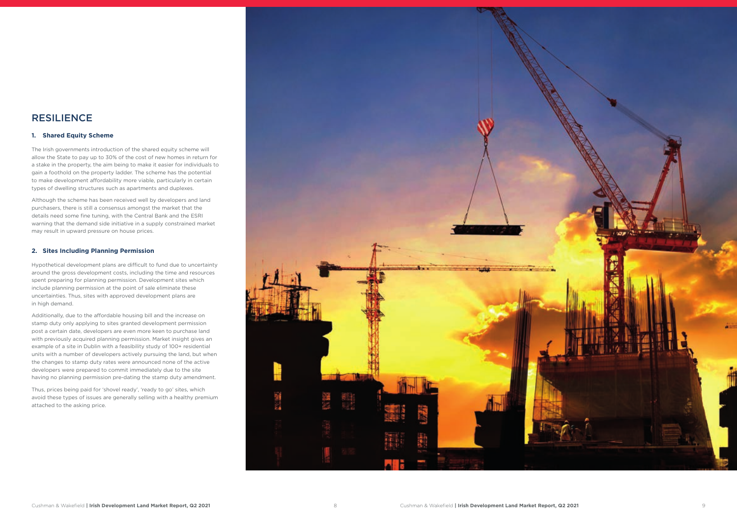# RESILIENCE

### 1. Shared Equity Scheme

The Irish governments introduction of the shared equity scheme will allow the State to pay up to 30% of the cost of new homes in return for a stake in the property, the aim being to make it easier for individuals to gain a foothold on the property ladder. The scheme has the potential to make development affordability more viable, particularly in certain types of dwelling structures such as apartments and duplexes.

Although the scheme has been received well by developers and land purchasers, there is still a consensus amongst the market that the details need some fine tuning, with the Central Bank and the ESRI warning that the demand side initiative in a supply constrained market may result in upward pressure on house prices.

### 2. Sites Including Planning Permission

Hypothetical development plans are difficult to fund due to uncertainty around the gross development costs, including the time and resources spent preparing for planning permission. Development sites which include planning permission at the point of sale eliminate these uncertainties. Thus, sites with approved development plans are in high demand.

Additionally, due to the affordable housing bill and the increase on stamp duty only applying to sites granted development permission post a certain date, developers are even more keen to purchase land with previously acquired planning permission. Market insight gives an example of a site in Dublin with a feasibility study of 100+ residential units with a number of developers actively pursuing the land, but when the changes to stamp duty rates were announced none of the active developers were prepared to commit immediately due to the site having no planning permission pre-dating the stamp duty amendment.

Thus, prices being paid for 'shovel ready', 'ready to go' sites, which avoid these types of issues are generally selling with a healthy premium attached to the asking price.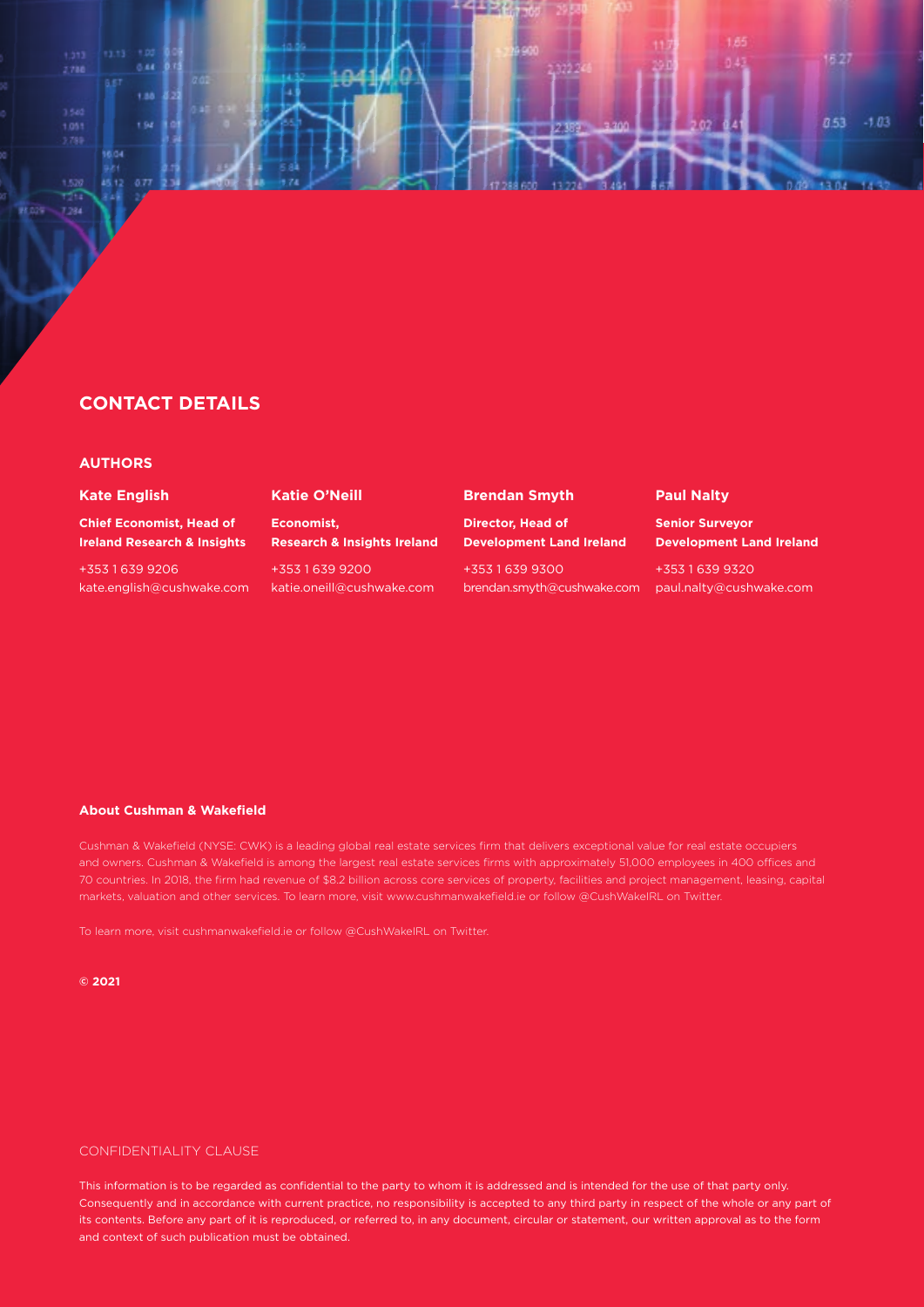## CONTACT DETAILS

### AUTHORS

**Kate English**

**Chief Economist, Head of Ireland Research & Insights**

+353 1 639 9206
kate.english@cushwake.com

**Katie O'Neill**

**Economist, Research & Insights Ireland**

+353 1 639 9200
katie.oneill@cushwake.com

**Brendan Smyth**

**Director, Head of Development Land Ireland**

+353 1 639 9300
brendan.smyth@cushwake.com

**Paul Nalty**

**Senior Surveyor Development Land Ireland**

+353 1 639 9320
paul.nalty@cushwake.com

**About Cushman & Wakefield**

Cushman & Wakefield (NYSE: CWK) is a leading global real estate services firm that delivers exceptional value for real estate occupiers and owners. Cushman & Wakefield is among the largest real estate services firms with approximately 51,000 employees in 400 offices and 70 countries. In 2018, the firm had revenue of $8.2 billion across core services of property, facilities and project management, leasing, capital markets, valuation and other services. To learn more, visit www.cushmanwakefield.ie or follow @CushWakeIRL on Twitter.

To learn more, visit cushmanwakefield.ie or follow @CushWakeIRL on Twitter.

**© 2021**

CONFIDENTIALITY CLAUSE

This information is to be regarded as confidential to the party to whom it is addressed and is intended for the use of that party only. Consequently and in accordance with current practice, no responsibility is accepted to any third party in respect of the whole or any part of its contents. Before any part of it is reproduced, or referred to, in any document, circular or statement, our written approval as to the form and context of such publication must be obtained.